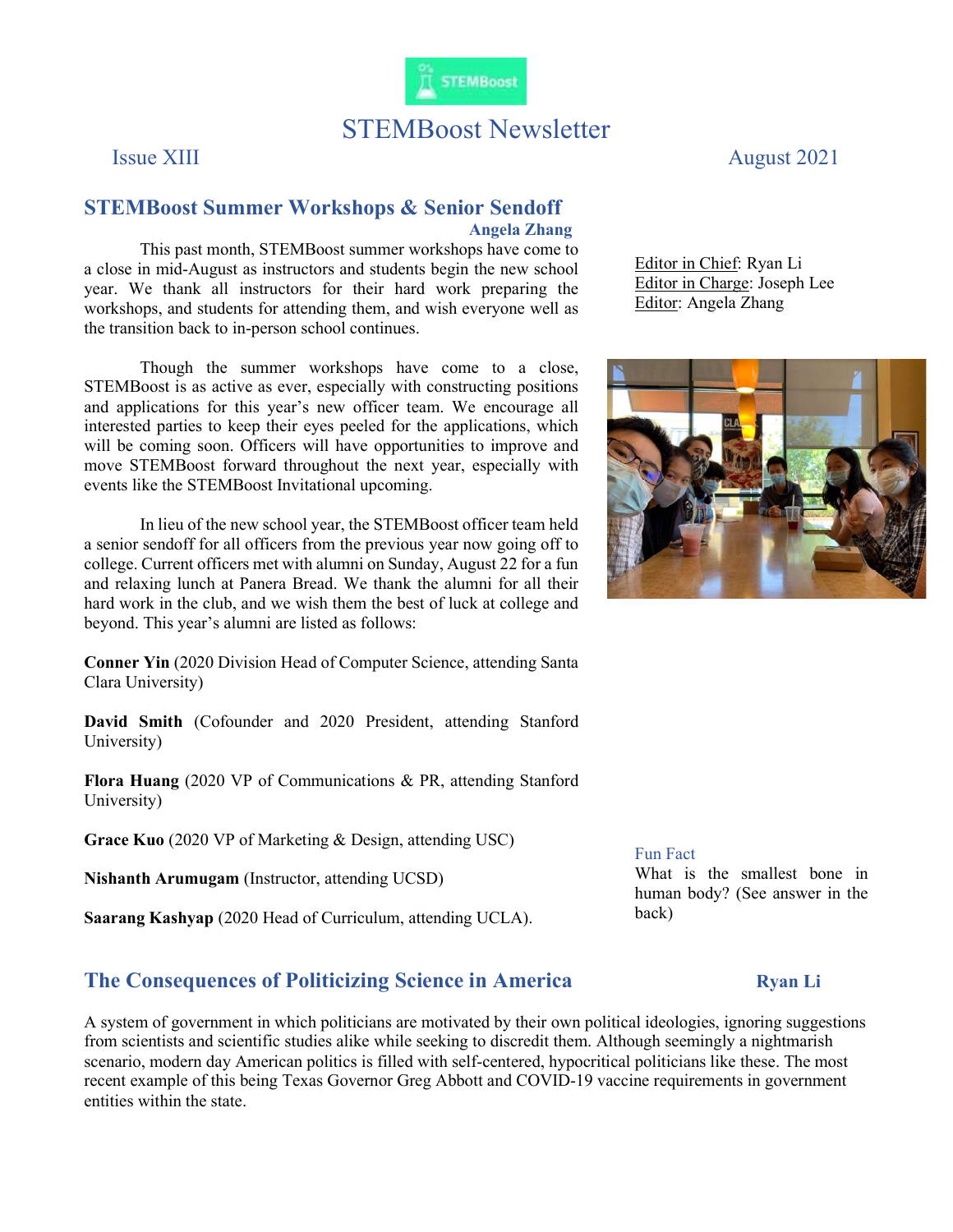# STEMBoost Newsletter

Issue XIII

August 2021

## STEMBoost Summer Workshops & Senior Sendoff

**Angela Zhang**

This past month, STEMBoost summer workshops have come to a close in mid-August as instructors and students begin the new school year. We thank all instructors for their hard work preparing the workshops, and students for attending them, and wish everyone well as the transition back to in-person school continues.

Though the summer workshops have come to a close, STEMBoost is as active as ever, especially with constructing positions and applications for this year's new officer team. We encourage all interested parties to keep their eyes peeled for the applications, which will be coming soon. Officers will have opportunities to improve and move STEMBoost forward throughout the next year, especially with events like the STEMBoost Invitational upcoming.

In lieu of the new school year, the STEMBoost officer team held a senior sendoff for all officers from the previous year now going off to college. Current officers met with alumni on Sunday, August 22 for a fun and relaxing lunch at Panera Bread. We thank the alumni for all their hard work in the club, and we wish them the best of luck at college and beyond. This year's alumni are listed as follows:

**Conner Yin** (2020 Division Head of Computer Science, attending Santa Clara University)

**David Smith** (Cofounder and 2020 President, attending Stanford University)

**Flora Huang** (2020 VP of Communications & PR, attending Stanford University)

**Grace Kuo** (2020 VP of Marketing & Design, attending USC)

**Nishanth Arumugam** (Instructor, attending UCSD)

**Saarang Kashyap** (2020 Head of Curriculum, attending UCLA).

Editor in Chief: Ryan Li
Editor in Charge: Joseph Lee
Editor: Angela Zhang

Fun Fact

What is the smallest bone in human body? (See answer in the back)

## The Consequences of Politicizing Science in America

**Ryan Li**

A system of government in which politicians are motivated by their own political ideologies, ignoring suggestions from scientists and scientific studies alike while seeking to discredit them. Although seemingly a nightmarish scenario, modern day American politics is filled with self-centered, hypocritical politicians like these. The most recent example of this being Texas Governor Greg Abbott and COVID-19 vaccine requirements in government entities within the state.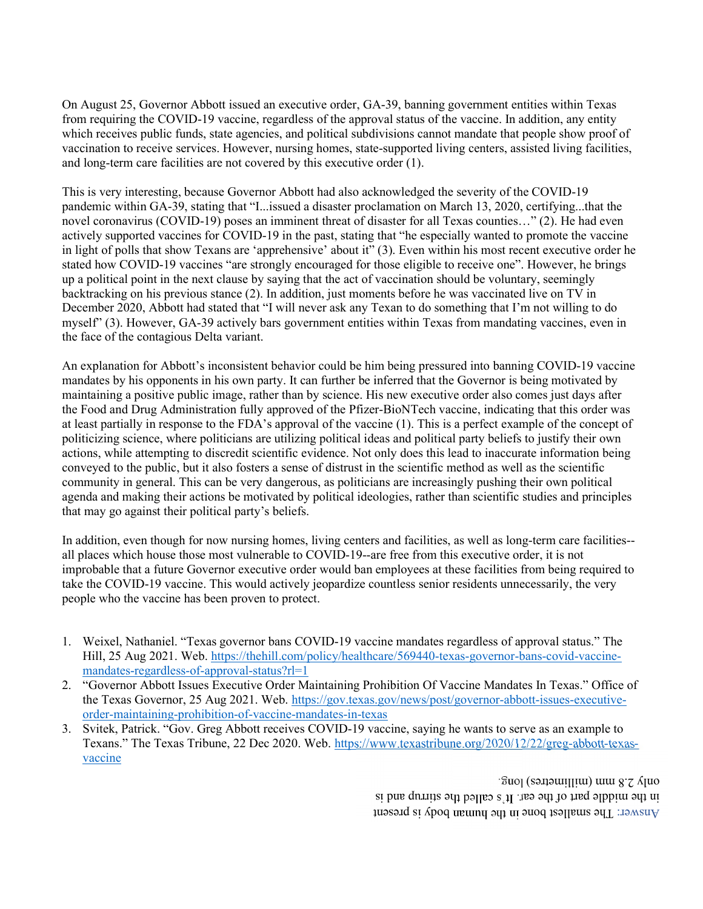On August 25, Governor Abbott issued an executive order, GA-39, banning government entities within Texas from requiring the COVID-19 vaccine, regardless of the approval status of the vaccine. In addition, any entity which receives public funds, state agencies, and political subdivisions cannot mandate that people show proof of vaccination to receive services. However, nursing homes, state-supported living centers, assisted living facilities, and long-term care facilities are not covered by this executive order (1).

This is very interesting, because Governor Abbott had also acknowledged the severity of the COVID-19 pandemic within GA-39, stating that "I...issued a disaster proclamation on March 13, 2020, certifying...that the novel coronavirus (COVID-19) poses an imminent threat of disaster for all Texas counties…" (2). He had even actively supported vaccines for COVID-19 in the past, stating that "he especially wanted to promote the vaccine in light of polls that show Texans are 'apprehensive' about it" (3). Even within his most recent executive order he stated how COVID-19 vaccines "are strongly encouraged for those eligible to receive one". However, he brings up a political point in the next clause by saying that the act of vaccination should be voluntary, seemingly backtracking on his previous stance (2). In addition, just moments before he was vaccinated live on TV in December 2020, Abbott had stated that "I will never ask any Texan to do something that I'm not willing to do myself" (3). However, GA-39 actively bars government entities within Texas from mandating vaccines, even in the face of the contagious Delta variant.

An explanation for Abbott's inconsistent behavior could be him being pressured into banning COVID-19 vaccine mandates by his opponents in his own party. It can further be inferred that the Governor is being motivated by maintaining a positive public image, rather than by science. His new executive order also comes just days after the Food and Drug Administration fully approved of the Pfizer-BioNTech vaccine, indicating that this order was at least partially in response to the FDA's approval of the vaccine (1). This is a perfect example of the concept of politicizing science, where politicians are utilizing political ideas and political party beliefs to justify their own actions, while attempting to discredit scientific evidence. Not only does this lead to inaccurate information being conveyed to the public, but it also fosters a sense of distrust in the scientific method as well as the scientific community in general. This can be very dangerous, as politicians are increasingly pushing their own political agenda and making their actions be motivated by political ideologies, rather than scientific studies and principles that may go against their political party's beliefs.

In addition, even though for now nursing homes, living centers and facilities, as well as long-term care facilities--all places which house those most vulnerable to COVID-19--are free from this executive order, it is not improbable that a future Governor executive order would ban employees at these facilities from being required to take the COVID-19 vaccine. This would actively jeopardize countless senior residents unnecessarily, the very people who the vaccine has been proven to protect.

1. Weixel, Nathaniel. "Texas governor bans COVID-19 vaccine mandates regardless of approval status." The Hill, 25 Aug 2021. Web. https://thehill.com/policy/healthcare/569440-texas-governor-bans-covid-vaccine-mandates-regardless-of-approval-status?rl=1
2. "Governor Abbott Issues Executive Order Maintaining Prohibition Of Vaccine Mandates In Texas." Office of the Texas Governor, 25 Aug 2021. Web. https://gov.texas.gov/news/post/governor-abbott-issues-executive-order-maintaining-prohibition-of-vaccine-mandates-in-texas
3. Svitek, Patrick. "Gov. Greg Abbott receives COVID-19 vaccine, saying he wants to serve as an example to Texans." The Texas Tribune, 22 Dec 2020. Web. https://www.texastribune.org/2020/12/22/greg-abbott-texas-vaccine

Answer: The smallest bone in the human body is present in the middle part of the ear. It's called the stirrup and is only 2.8 mm (millimetres) long.